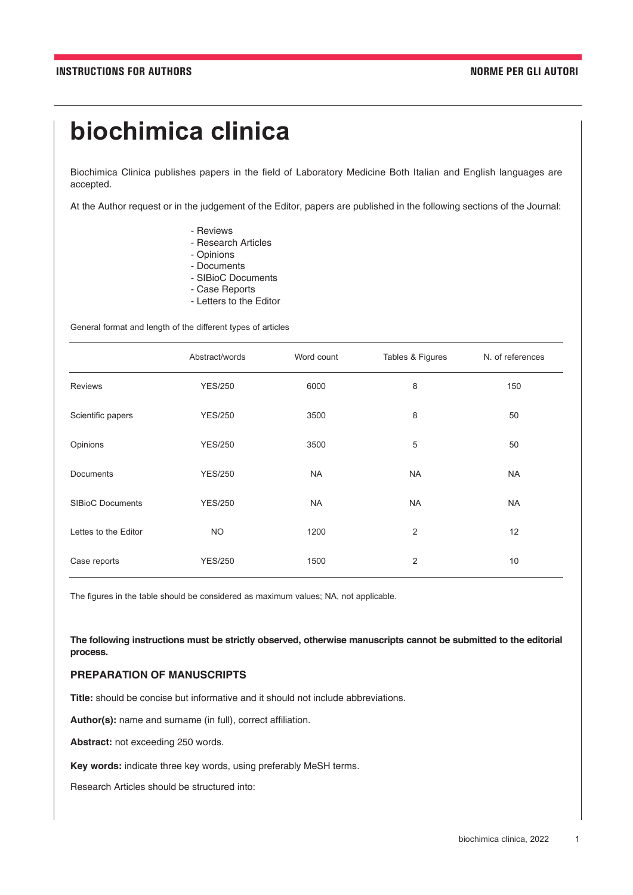# biochimica clinica

Biochimica Clinica publishes papers in the field of Laboratory Medicine Both Italian and English languages are accepted.

At the Author request or in the judgement of the Editor, papers are published in the following sections of the Journal:

- Reviews
- Research Articles
- Opinions
- Documents
- SIBioC Documents
- Case Reports
- Letters to the Editor

General format and length of the different types of articles

| | Abstract/words | Word count | Tables & Figures | N. of references |
|---|---|---|---|---|
| Reviews | YES/250 | 6000 | 8 | 150 |
| Scientific papers | YES/250 | 3500 | 8 | 50 |
| Opinions | YES/250 | 3500 | 5 | 50 |
| Documents | YES/250 | NA | NA | NA |
| SIBioC Documents | YES/250 | NA | NA | NA |
| Lettes to the Editor | NO | 1200 | 2 | 12 |
| Case reports | YES/250 | 1500 | 2 | 10 |

The figures in the table should be considered as maximum values; NA, not applicable.

**The following instructions must be strictly observed, otherwise manuscripts cannot be submitted to the editorial process.**

### PREPARATION OF MANUSCRIPTS

**Title:** should be concise but informative and it should not include abbreviations.

**Author(s):** name and surname (in full), correct affiliation.

**Abstract:** not exceeding 250 words.

**Key words:** indicate three key words, using preferably MeSH terms.

Research Articles should be structured into: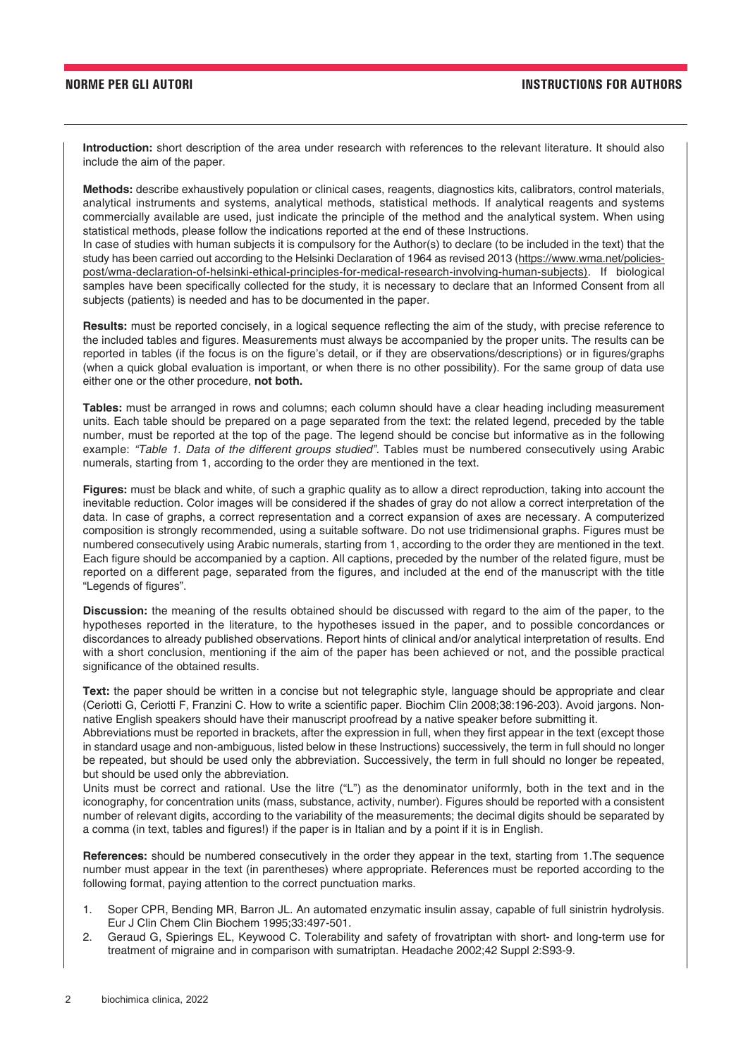**Introduction:** short description of the area under research with references to the relevant literature. It should also include the aim of the paper.

**Methods:** describe exhaustively population or clinical cases, reagents, diagnostics kits, calibrators, control materials, analytical instruments and systems, analytical methods, statistical methods. If analytical reagents and systems commercially available are used, just indicate the principle of the method and the analytical system. When using statistical methods, please follow the indications reported at the end of these Instructions.
In case of studies with human subjects it is compulsory for the Author(s) to declare (to be included in the text) that the study has been carried out according to the Helsinki Declaration of 1964 as revised 2013 (https://www.wma.net/policies-post/wma-declaration-of-helsinki-ethical-principles-for-medical-research-involving-human-subjects). If biological samples have been specifically collected for the study, it is necessary to declare that an Informed Consent from all subjects (patients) is needed and has to be documented in the paper.

**Results:** must be reported concisely, in a logical sequence reflecting the aim of the study, with precise reference to the included tables and figures. Measurements must always be accompanied by the proper units. The results can be reported in tables (if the focus is on the figure's detail, or if they are observations/descriptions) or in figures/graphs (when a quick global evaluation is important, or when there is no other possibility). For the same group of data use either one or the other procedure, **not both.**

**Tables:** must be arranged in rows and columns; each column should have a clear heading including measurement units. Each table should be prepared on a page separated from the text: the related legend, preceded by the table number, must be reported at the top of the page. The legend should be concise but informative as in the following example: *"Table 1. Data of the different groups studied"*. Tables must be numbered consecutively using Arabic numerals, starting from 1, according to the order they are mentioned in the text.

**Figures:** must be black and white, of such a graphic quality as to allow a direct reproduction, taking into account the inevitable reduction. Color images will be considered if the shades of gray do not allow a correct interpretation of the data. In case of graphs, a correct representation and a correct expansion of axes are necessary. A computerized composition is strongly recommended, using a suitable software. Do not use tridimensional graphs. Figures must be numbered consecutively using Arabic numerals, starting from 1, according to the order they are mentioned in the text. Each figure should be accompanied by a caption. All captions, preceded by the number of the related figure, must be reported on a different page, separated from the figures, and included at the end of the manuscript with the title "Legends of figures".

**Discussion:** the meaning of the results obtained should be discussed with regard to the aim of the paper, to the hypotheses reported in the literature, to the hypotheses issued in the paper, and to possible concordances or discordances to already published observations. Report hints of clinical and/or analytical interpretation of results. End with a short conclusion, mentioning if the aim of the paper has been achieved or not, and the possible practical significance of the obtained results.

**Text:** the paper should be written in a concise but not telegraphic style, language should be appropriate and clear (Ceriotti G, Ceriotti F, Franzini C. How to write a scientific paper. Biochim Clin 2008;38:196-203). Avoid jargons. Non-native English speakers should have their manuscript proofread by a native speaker before submitting it.
Abbreviations must be reported in brackets, after the expression in full, when they first appear in the text (except those in standard usage and non-ambiguous, listed below in these Instructions) successively, the term in full should no longer be repeated, but should be used only the abbreviation. Successively, the term in full should no longer be repeated, but should be used only the abbreviation.
Units must be correct and rational. Use the litre ("L") as the denominator uniformly, both in the text and in the iconography, for concentration units (mass, substance, activity, number). Figures should be reported with a consistent number of relevant digits, according to the variability of the measurements; the decimal digits should be separated by a comma (in text, tables and figures!) if the paper is in Italian and by a point if it is in English.

**References:** should be numbered consecutively in the order they appear in the text, starting from 1.The sequence number must appear in the text (in parentheses) where appropriate. References must be reported according to the following format, paying attention to the correct punctuation marks.

1. Soper CPR, Bending MR, Barron JL. An automated enzymatic insulin assay, capable of full sinistrin hydrolysis. Eur J Clin Chem Clin Biochem 1995;33:497-501.
2. Geraud G, Spierings EL, Keywood C. Tolerability and safety of frovatriptan with short- and long-term use for treatment of migraine and in comparison with sumatriptan. Headache 2002;42 Suppl 2:S93-9.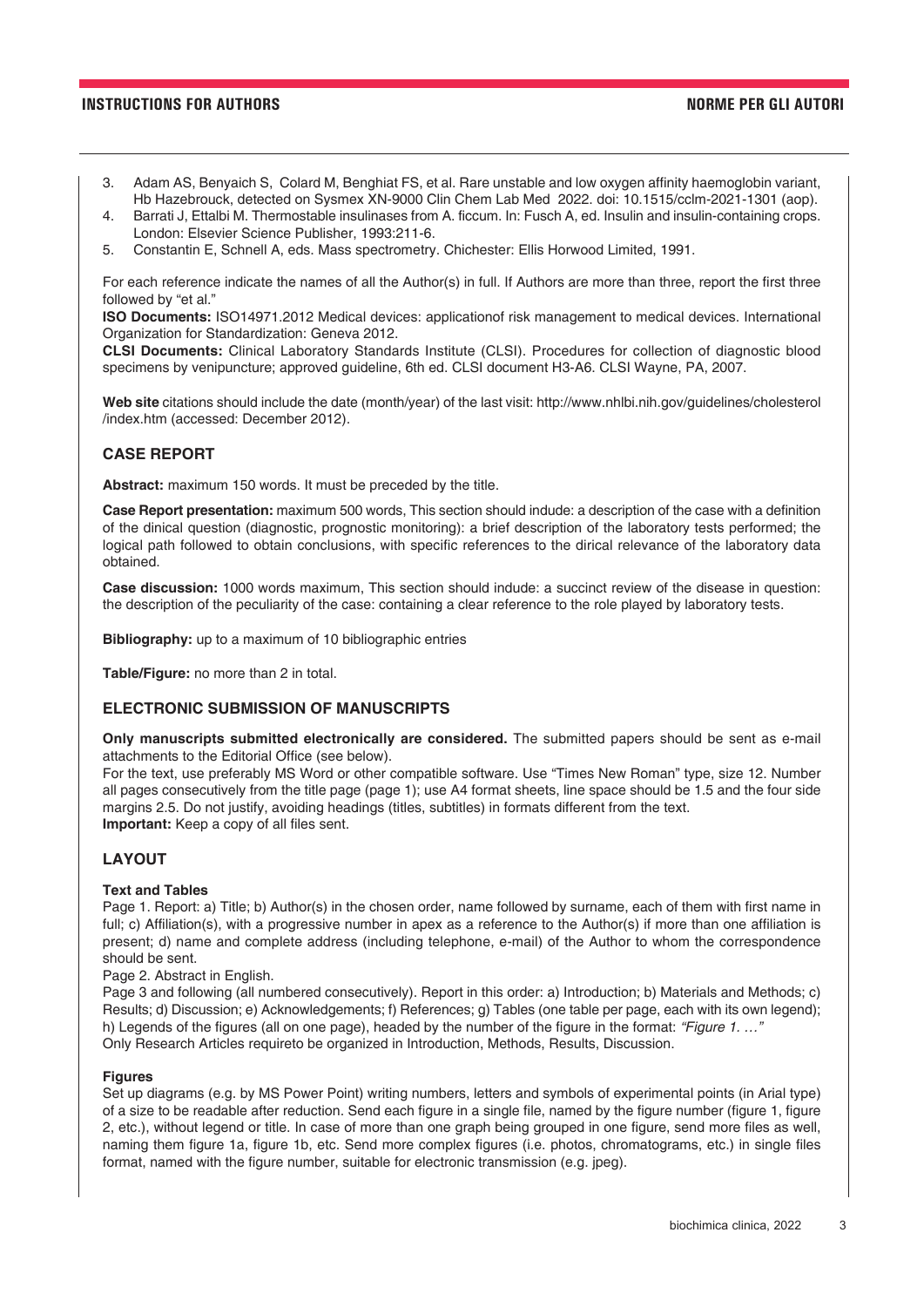3. Adam AS, Benyaich S, Colard M, Benghiat FS, et al. Rare unstable and low oxygen affinity haemoglobin variant, Hb Hazebrouck, detected on Sysmex XN-9000 Clin Chem Lab Med 2022. doi: 10.1515/cclm-2021-1301 (aop).
4. Barrati J, Ettalbi M. Thermostable insulinases from A. ficcum. In: Fusch A, ed. Insulin and insulin-containing crops. London: Elsevier Science Publisher, 1993:211-6.
5. Constantin E, Schnell A, eds. Mass spectrometry. Chichester: Ellis Horwood Limited, 1991.

For each reference indicate the names of all the Author(s) in full. If Authors are more than three, report the first three followed by "et al."

**ISO Documents:** ISO14971.2012 Medical devices: applicationof risk management to medical devices. International Organization for Standardization: Geneva 2012.

**CLSI Documents:** Clinical Laboratory Standards Institute (CLSI). Procedures for collection of diagnostic blood specimens by venipuncture; approved guideline, 6th ed. CLSI document H3-A6. CLSI Wayne, PA, 2007.

**Web site** citations should include the date (month/year) of the last visit: http://www.nhlbi.nih.gov/guidelines/cholesterol /index.htm (accessed: December 2012).

## CASE REPORT

**Abstract:** maximum 150 words. It must be preceded by the title.

**Case Report presentation:** maximum 500 words, This section should indude: a description of the case with a definition of the dinical question (diagnostic, prognostic monitoring): a brief description of the laboratory tests performed; the logical path followed to obtain conclusions, with specific references to the dirical relevance of the laboratory data obtained.

**Case discussion:** 1000 words maximum, This section should indude: a succinct review of the disease in question: the description of the peculiarity of the case: containing a clear reference to the role played by laboratory tests.

**Bibliography:** up to a maximum of 10 bibliographic entries

**Table/Figure:** no more than 2 in total.

## ELECTRONIC SUBMISSION OF MANUSCRIPTS

**Only manuscripts submitted electronically are considered.** The submitted papers should be sent as e-mail attachments to the Editorial Office (see below).

For the text, use preferably MS Word or other compatible software. Use "Times New Roman" type, size 12. Number all pages consecutively from the title page (page 1); use A4 format sheets, line space should be 1.5 and the four side margins 2.5. Do not justify, avoiding headings (titles, subtitles) in formats different from the text.

**Important:** Keep a copy of all files sent.

## LAYOUT

### Text and Tables

Page 1. Report: a) Title; b) Author(s) in the chosen order, name followed by surname, each of them with first name in full; c) Affiliation(s), with a progressive number in apex as a reference to the Author(s) if more than one affiliation is present; d) name and complete address (including telephone, e-mail) of the Author to whom the correspondence should be sent.

Page 2. Abstract in English.

Page 3 and following (all numbered consecutively). Report in this order: a) Introduction; b) Materials and Methods; c) Results; d) Discussion; e) Acknowledgements; f) References; g) Tables (one table per page, each with its own legend); h) Legends of the figures (all on one page), headed by the number of the figure in the format: *"Figure 1. …"*

Only Research Articles requireto be organized in Introduction, Methods, Results, Discussion.

### Figures

Set up diagrams (e.g. by MS Power Point) writing numbers, letters and symbols of experimental points (in Arial type) of a size to be readable after reduction. Send each figure in a single file, named by the figure number (figure 1, figure 2, etc.), without legend or title. In case of more than one graph being grouped in one figure, send more files as well, naming them figure 1a, figure 1b, etc. Send more complex figures (i.e. photos, chromatograms, etc.) in single files format, named with the figure number, suitable for electronic transmission (e.g. jpeg).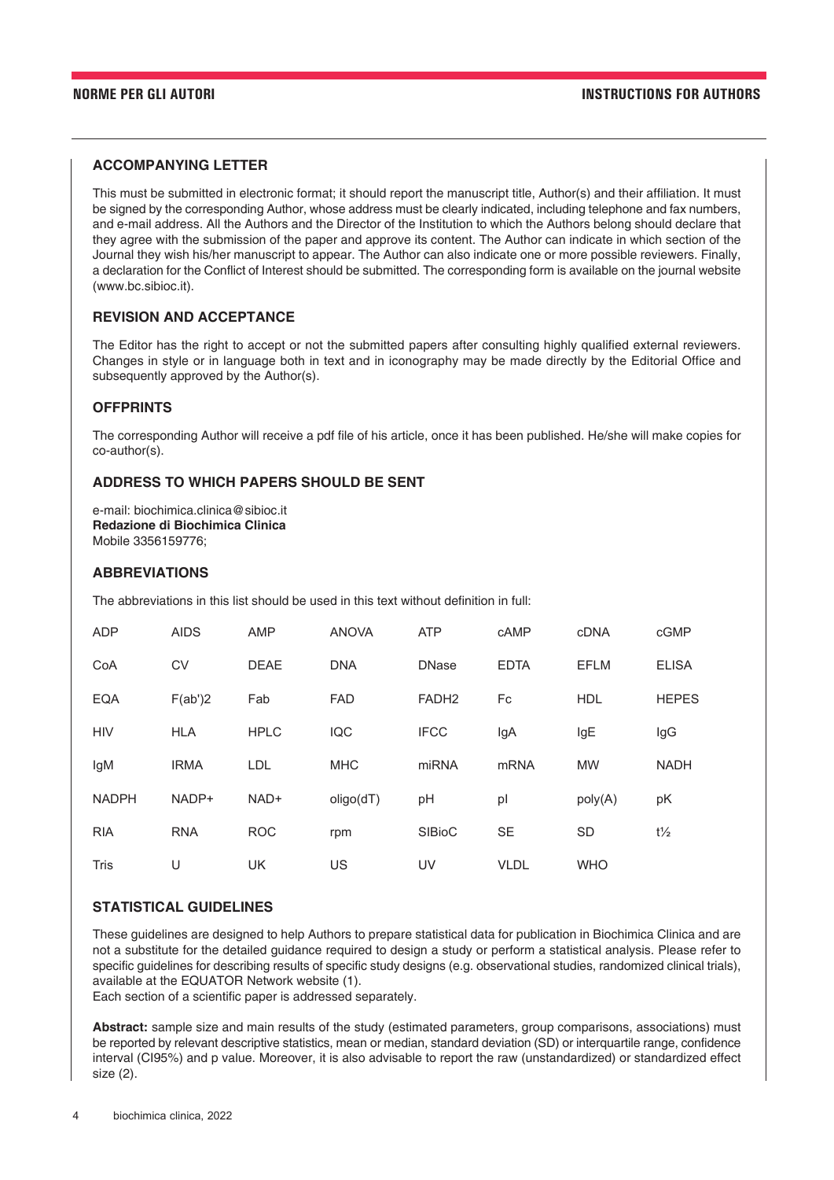## ACCOMPANYING LETTER

This must be submitted in electronic format; it should report the manuscript title, Author(s) and their affiliation. It must be signed by the corresponding Author, whose address must be clearly indicated, including telephone and fax numbers, and e-mail address. All the Authors and the Director of the Institution to which the Authors belong should declare that they agree with the submission of the paper and approve its content. The Author can indicate in which section of the Journal they wish his/her manuscript to appear. The Author can also indicate one or more possible reviewers. Finally, a declaration for the Conflict of Interest should be submitted. The corresponding form is available on the journal website (www.bc.sibioc.it).

## REVISION AND ACCEPTANCE

The Editor has the right to accept or not the submitted papers after consulting highly qualified external reviewers. Changes in style or in language both in text and in iconography may be made directly by the Editorial Office and subsequently approved by the Author(s).

## OFFPRINTS

The corresponding Author will receive a pdf file of his article, once it has been published. He/she will make copies for co-author(s).

## ADDRESS TO WHICH PAPERS SHOULD BE SENT

e-mail: biochimica.clinica@sibioc.it
**Redazione di Biochimica Clinica**
Mobile 3356159776;

## ABBREVIATIONS

The abbreviations in this list should be used in this text without definition in full:

| | | | | | | | |
|---|---|---|---|---|---|---|---|
| ADP | AIDS | AMP | ANOVA | ATP | cAMP | cDNA | cGMP |
| CoA | CV | DEAE | DNA | DNase | EDTA | EFLM | ELISA |
| EQA | F(ab')2 | Fab | FAD | FADH2 | Fc | HDL | HEPES |
| HIV | HLA | HPLC | IQC | IFCC | IgA | IgE | IgG |
| IgM | IRMA | LDL | MHC | miRNA | mRNA | MW | NADH |
| NADPH | NADP+ | NAD+ | oligo(dT) | pH | pI | poly(A) | pK |
| RIA | RNA | ROC | rpm | SIBioC | SE | SD | t½ |
| Tris | U | UK | US | UV | VLDL | WHO | |

## STATISTICAL GUIDELINES

These guidelines are designed to help Authors to prepare statistical data for publication in Biochimica Clinica and are not a substitute for the detailed guidance required to design a study or perform a statistical analysis. Please refer to specific guidelines for describing results of specific study designs (e.g. observational studies, randomized clinical trials), available at the EQUATOR Network website (1).
Each section of a scientific paper is addressed separately.

**Abstract:** sample size and main results of the study (estimated parameters, group comparisons, associations) must be reported by relevant descriptive statistics, mean or median, standard deviation (SD) or interquartile range, confidence interval (CI95%) and p value. Moreover, it is also advisable to report the raw (unstandardized) or standardized effect size (2).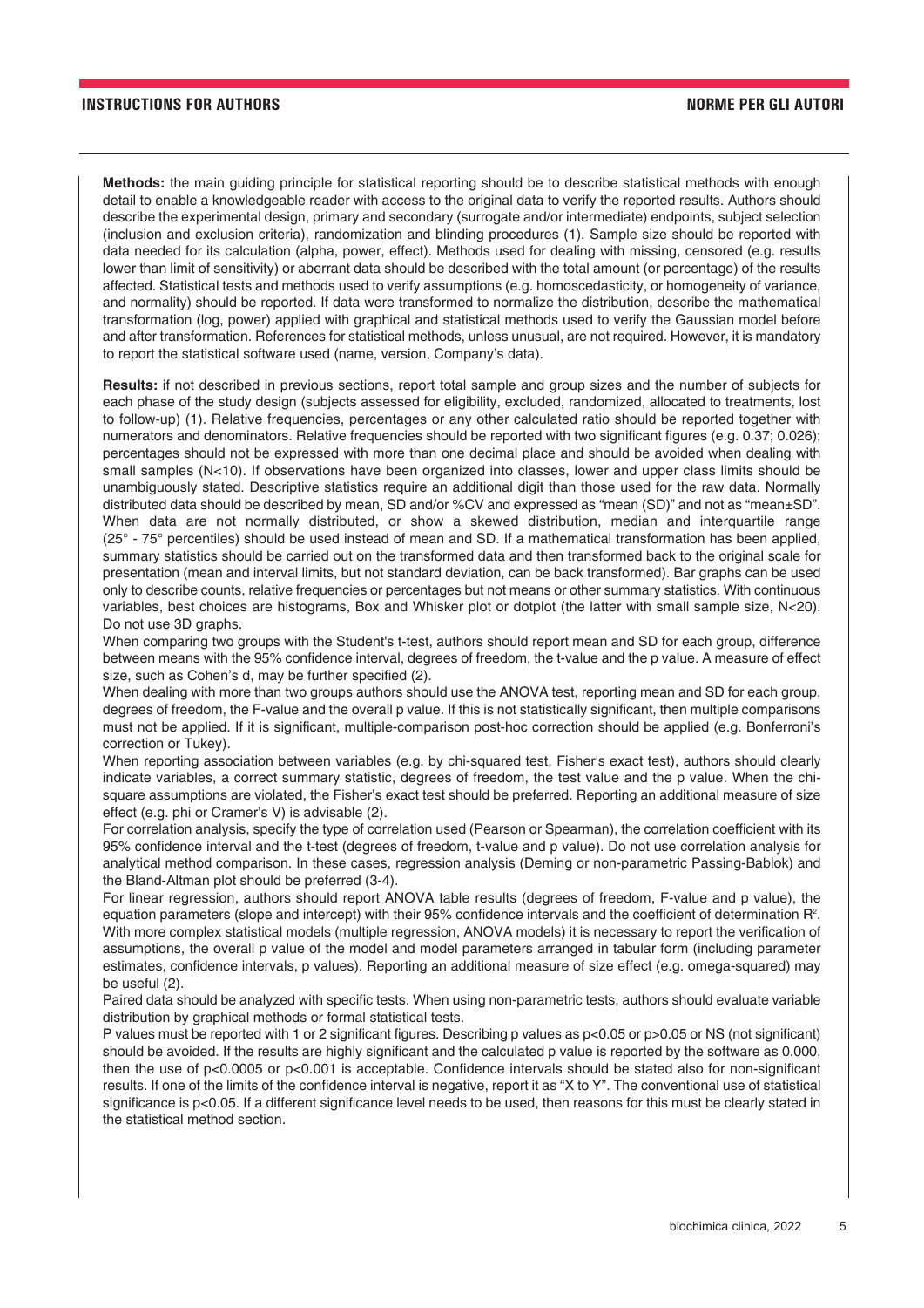**Methods:** the main guiding principle for statistical reporting should be to describe statistical methods with enough detail to enable a knowledgeable reader with access to the original data to verify the reported results. Authors should describe the experimental design, primary and secondary (surrogate and/or intermediate) endpoints, subject selection (inclusion and exclusion criteria), randomization and blinding procedures (1). Sample size should be reported with data needed for its calculation (alpha, power, effect). Methods used for dealing with missing, censored (e.g. results lower than limit of sensitivity) or aberrant data should be described with the total amount (or percentage) of the results affected. Statistical tests and methods used to verify assumptions (e.g. homoscedasticity, or homogeneity of variance, and normality) should be reported. If data were transformed to normalize the distribution, describe the mathematical transformation (log, power) applied with graphical and statistical methods used to verify the Gaussian model before and after transformation. References for statistical methods, unless unusual, are not required. However, it is mandatory to report the statistical software used (name, version, Company's data).

**Results:** if not described in previous sections, report total sample and group sizes and the number of subjects for each phase of the study design (subjects assessed for eligibility, excluded, randomized, allocated to treatments, lost to follow-up) (1). Relative frequencies, percentages or any other calculated ratio should be reported together with numerators and denominators. Relative frequencies should be reported with two significant figures (e.g. 0.37; 0.026); percentages should not be expressed with more than one decimal place and should be avoided when dealing with small samples (N<10). If observations have been organized into classes, lower and upper class limits should be unambiguously stated. Descriptive statistics require an additional digit than those used for the raw data. Normally distributed data should be described by mean, SD and/or %CV and expressed as "mean (SD)" and not as "mean±SD". When data are not normally distributed, or show a skewed distribution, median and interquartile range (25° - 75° percentiles) should be used instead of mean and SD. If a mathematical transformation has been applied, summary statistics should be carried out on the transformed data and then transformed back to the original scale for presentation (mean and interval limits, but not standard deviation, can be back transformed). Bar graphs can be used only to describe counts, relative frequencies or percentages but not means or other summary statistics. With continuous variables, best choices are histograms, Box and Whisker plot or dotplot (the latter with small sample size, N<20). Do not use 3D graphs.

When comparing two groups with the Student's t-test, authors should report mean and SD for each group, difference between means with the 95% confidence interval, degrees of freedom, the t-value and the p value. A measure of effect size, such as Cohen's d, may be further specified (2).

When dealing with more than two groups authors should use the ANOVA test, reporting mean and SD for each group, degrees of freedom, the F-value and the overall p value. If this is not statistically significant, then multiple comparisons must not be applied. If it is significant, multiple-comparison post-hoc correction should be applied (e.g. Bonferroni's correction or Tukey).

When reporting association between variables (e.g. by chi-squared test, Fisher's exact test), authors should clearly indicate variables, a correct summary statistic, degrees of freedom, the test value and the p value. When the chi-square assumptions are violated, the Fisher's exact test should be preferred. Reporting an additional measure of size effect (e.g. phi or Cramer's V) is advisable (2).

For correlation analysis, specify the type of correlation used (Pearson or Spearman), the correlation coefficient with its 95% confidence interval and the t-test (degrees of freedom, t-value and p value). Do not use correlation analysis for analytical method comparison. In these cases, regression analysis (Deming or non-parametric Passing-Bablok) and the Bland-Altman plot should be preferred (3-4).

For linear regression, authors should report ANOVA table results (degrees of freedom, F-value and p value), the equation parameters (slope and intercept) with their 95% confidence intervals and the coefficient of determination $R^2$. With more complex statistical models (multiple regression, ANOVA models) it is necessary to report the verification of assumptions, the overall p value of the model and model parameters arranged in tabular form (including parameter estimates, confidence intervals, p values). Reporting an additional measure of size effect (e.g. omega-squared) may be useful (2).

Paired data should be analyzed with specific tests. When using non-parametric tests, authors should evaluate variable distribution by graphical methods or formal statistical tests.

P values must be reported with 1 or 2 significant figures. Describing p values as p<0.05 or p>0.05 or NS (not significant) should be avoided. If the results are highly significant and the calculated p value is reported by the software as 0.000, then the use of p<0.0005 or p<0.001 is acceptable. Confidence intervals should be stated also for non-significant results. If one of the limits of the confidence interval is negative, report it as "X to Y". The conventional use of statistical significance is p<0.05. If a different significance level needs to be used, then reasons for this must be clearly stated in the statistical method section.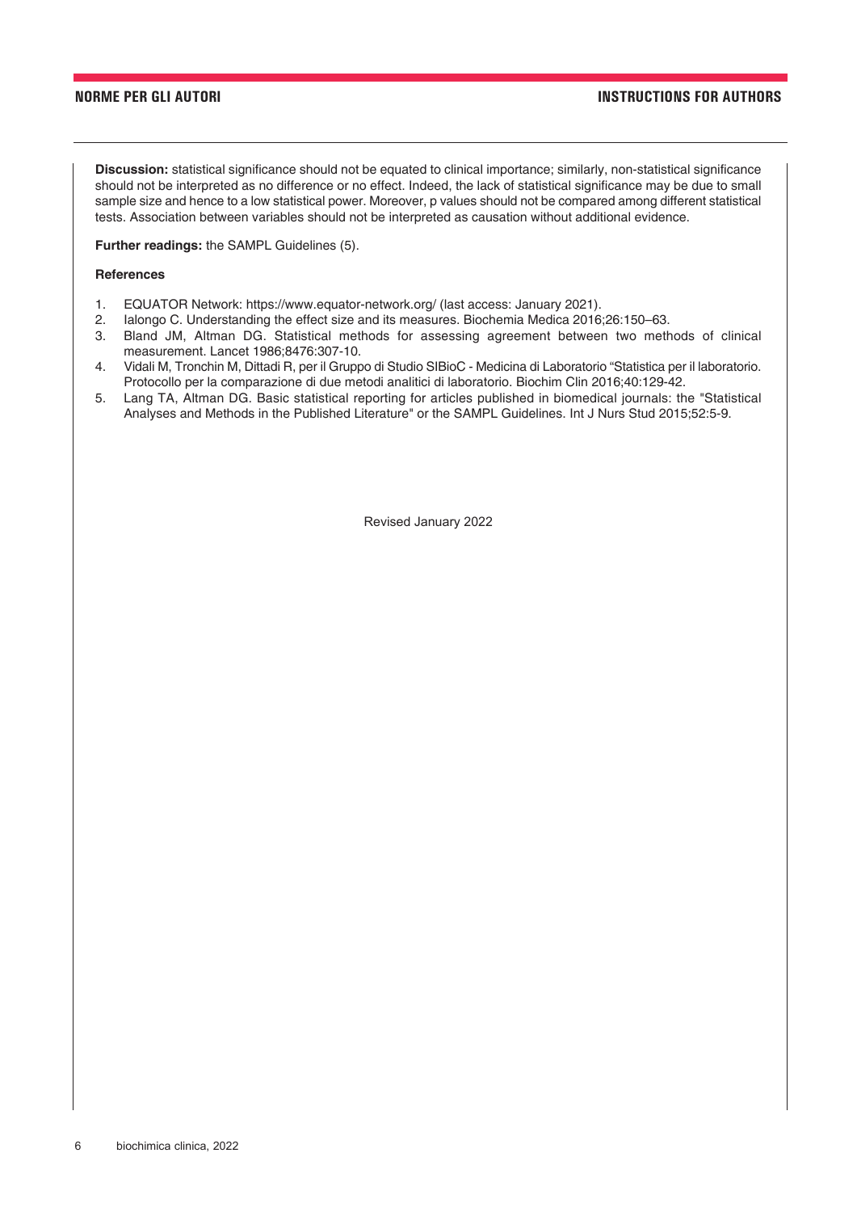**Discussion:** statistical significance should not be equated to clinical importance; similarly, non-statistical significance should not be interpreted as no difference or no effect. Indeed, the lack of statistical significance may be due to small sample size and hence to a low statistical power. Moreover, p values should not be compared among different statistical tests. Association between variables should not be interpreted as causation without additional evidence.

**Further readings:** the SAMPL Guidelines (5).

**References**

1. EQUATOR Network: https://www.equator-network.org/ (last access: January 2021).
2. Ialongo C. Understanding the effect size and its measures. Biochemia Medica 2016;26:150–63.
3. Bland JM, Altman DG. Statistical methods for assessing agreement between two methods of clinical measurement. Lancet 1986;8476:307-10.
4. Vidali M, Tronchin M, Dittadi R, per il Gruppo di Studio SIBioC - Medicina di Laboratorio "Statistica per il laboratorio. Protocollo per la comparazione di due metodi analitici di laboratorio. Biochim Clin 2016;40:129-42.
5. Lang TA, Altman DG. Basic statistical reporting for articles published in biomedical journals: the "Statistical Analyses and Methods in the Published Literature" or the SAMPL Guidelines. Int J Nurs Stud 2015;52:5-9.

Revised January 2022